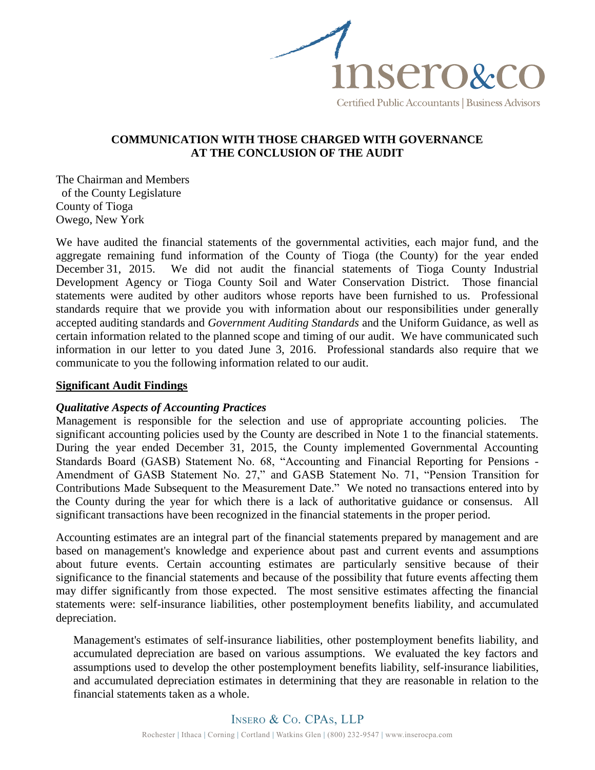# COMMUNICATION WITH THOSE CHARGED WITH GOVERNANCE AT THE CONCLUSION OF THE AUDIT

The Chairman and Members
of the County Legislature
County of Tioga
Owego, New York

We have audited the financial statements of the governmental activities, each major fund, and the aggregate remaining fund information of the County of Tioga (the County) for the year ended December 31, 2015. We did not audit the financial statements of Tioga County Industrial Development Agency or Tioga County Soil and Water Conservation District. Those financial statements were audited by other auditors whose reports have been furnished to us. Professional standards require that we provide you with information about our responsibilities under generally accepted auditing standards and *Government Auditing Standards* and the Uniform Guidance, as well as certain information related to the planned scope and timing of our audit. We have communicated such information in our letter to you dated June 3, 2016. Professional standards also require that we communicate to you the following information related to our audit.

## Significant Audit Findings

### *Qualitative Aspects of Accounting Practices*

Management is responsible for the selection and use of appropriate accounting policies. The significant accounting policies used by the County are described in Note 1 to the financial statements. During the year ended December 31, 2015, the County implemented Governmental Accounting Standards Board (GASB) Statement No. 68, "Accounting and Financial Reporting for Pensions - Amendment of GASB Statement No. 27," and GASB Statement No. 71, "Pension Transition for Contributions Made Subsequent to the Measurement Date." We noted no transactions entered into by the County during the year for which there is a lack of authoritative guidance or consensus. All significant transactions have been recognized in the financial statements in the proper period.

Accounting estimates are an integral part of the financial statements prepared by management and are based on management's knowledge and experience about past and current events and assumptions about future events. Certain accounting estimates are particularly sensitive because of their significance to the financial statements and because of the possibility that future events affecting them may differ significantly from those expected. The most sensitive estimates affecting the financial statements were: self-insurance liabilities, other postemployment benefits liability, and accumulated depreciation.

> Management's estimates of self-insurance liabilities, other postemployment benefits liability, and accumulated depreciation are based on various assumptions. We evaluated the key factors and assumptions used to develop the other postemployment benefits liability, self-insurance liabilities, and accumulated depreciation estimates in determining that they are reasonable in relation to the financial statements taken as a whole.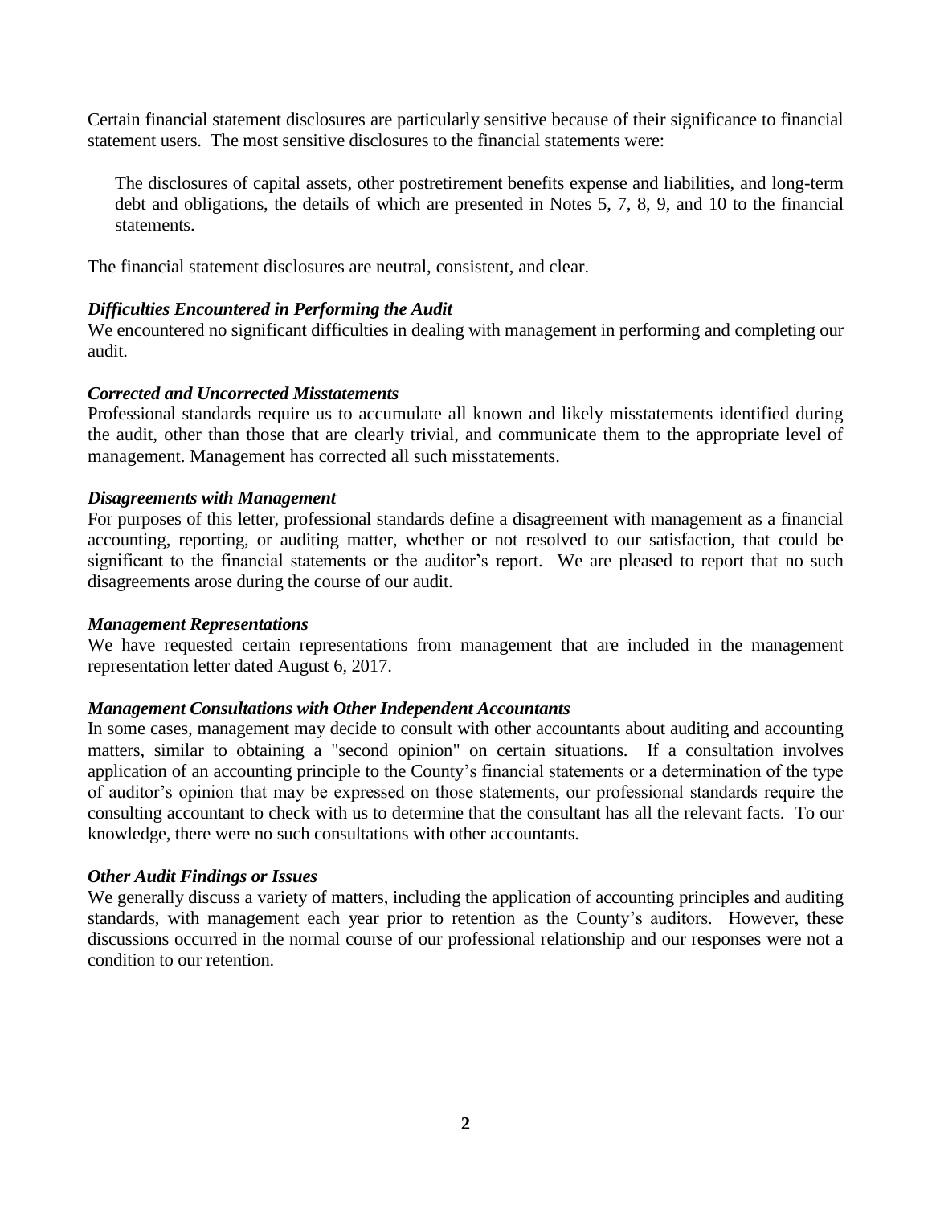Certain financial statement disclosures are particularly sensitive because of their significance to financial statement users. The most sensitive disclosures to the financial statements were:

> The disclosures of capital assets, other postretirement benefits expense and liabilities, and long-term debt and obligations, the details of which are presented in Notes 5, 7, 8, 9, and 10 to the financial statements.

The financial statement disclosures are neutral, consistent, and clear.

***Difficulties Encountered in Performing the Audit***

We encountered no significant difficulties in dealing with management in performing and completing our audit.

***Corrected and Uncorrected Misstatements***

Professional standards require us to accumulate all known and likely misstatements identified during the audit, other than those that are clearly trivial, and communicate them to the appropriate level of management. Management has corrected all such misstatements.

***Disagreements with Management***

For purposes of this letter, professional standards define a disagreement with management as a financial accounting, reporting, or auditing matter, whether or not resolved to our satisfaction, that could be significant to the financial statements or the auditor's report. We are pleased to report that no such disagreements arose during the course of our audit.

***Management Representations***

We have requested certain representations from management that are included in the management representation letter dated August 6, 2017.

***Management Consultations with Other Independent Accountants***

In some cases, management may decide to consult with other accountants about auditing and accounting matters, similar to obtaining a "second opinion" on certain situations. If a consultation involves application of an accounting principle to the County's financial statements or a determination of the type of auditor's opinion that may be expressed on those statements, our professional standards require the consulting accountant to check with us to determine that the consultant has all the relevant facts. To our knowledge, there were no such consultations with other accountants.

***Other Audit Findings or Issues***

We generally discuss a variety of matters, including the application of accounting principles and auditing standards, with management each year prior to retention as the County's auditors. However, these discussions occurred in the normal course of our professional relationship and our responses were not a condition to our retention.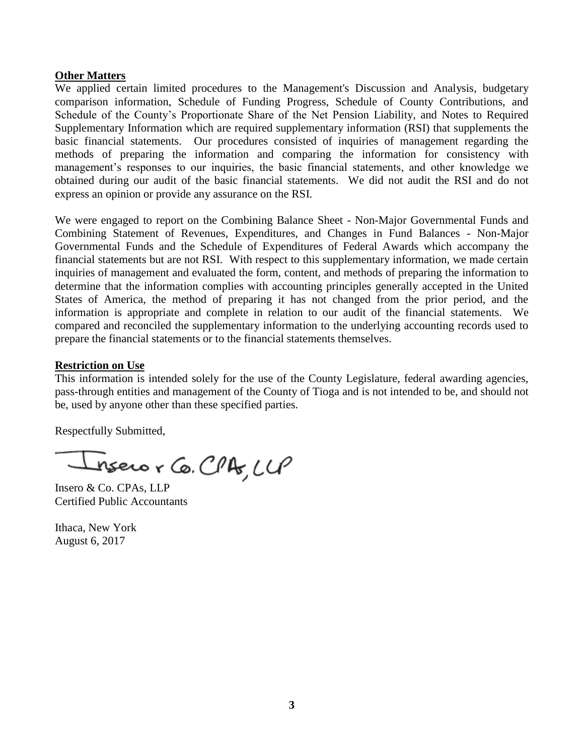**Other Matters**

We applied certain limited procedures to the Management's Discussion and Analysis, budgetary comparison information, Schedule of Funding Progress, Schedule of County Contributions, and Schedule of the County's Proportionate Share of the Net Pension Liability, and Notes to Required Supplementary Information which are required supplementary information (RSI) that supplements the basic financial statements. Our procedures consisted of inquiries of management regarding the methods of preparing the information and comparing the information for consistency with management's responses to our inquiries, the basic financial statements, and other knowledge we obtained during our audit of the basic financial statements. We did not audit the RSI and do not express an opinion or provide any assurance on the RSI.

We were engaged to report on the Combining Balance Sheet - Non-Major Governmental Funds and Combining Statement of Revenues, Expenditures, and Changes in Fund Balances - Non-Major Governmental Funds and the Schedule of Expenditures of Federal Awards which accompany the financial statements but are not RSI. With respect to this supplementary information, we made certain inquiries of management and evaluated the form, content, and methods of preparing the information to determine that the information complies with accounting principles generally accepted in the United States of America, the method of preparing it has not changed from the prior period, and the information is appropriate and complete in relation to our audit of the financial statements. We compared and reconciled the supplementary information to the underlying accounting records used to prepare the financial statements or to the financial statements themselves.

**Restriction on Use**

This information is intended solely for the use of the County Legislature, federal awarding agencies, pass-through entities and management of the County of Tioga and is not intended to be, and should not be, used by anyone other than these specified parties.

Respectfully Submitted,

Insero & Co. CPAs, LLP

Insero & Co. CPAs, LLP
Certified Public Accountants

Ithaca, New York
August 6, 2017